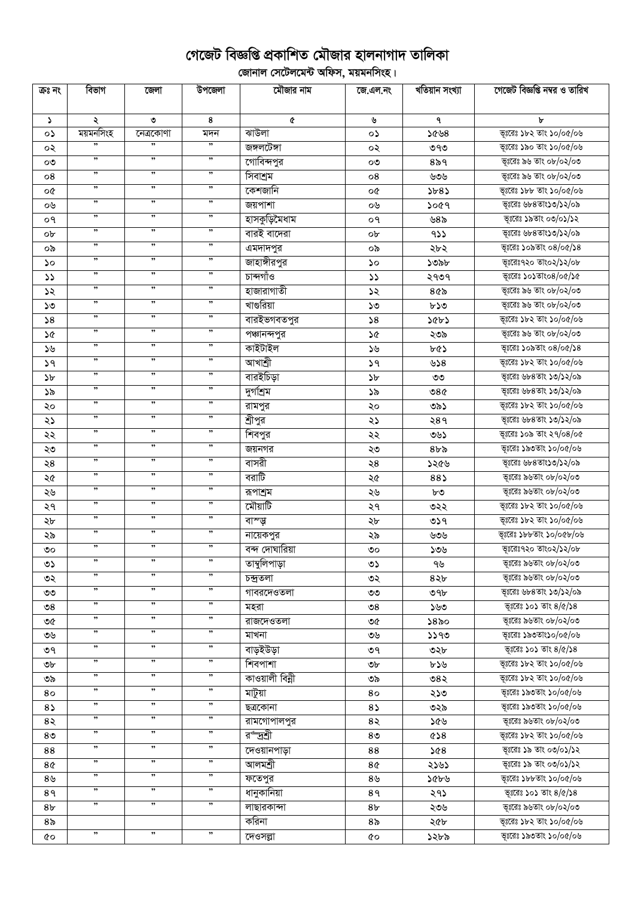# গেজেট বিজ্ঞপ্তি প্রকাশিত মৌজার হালনাগাদ তালিকা

## জোনাল সেটেলমেন্ট অফিস, ময়মনসিংহ।

| ক্রঃ নং | বিভাগ | জেলা | উপজেলা | মৌজার নাম | জে.এল.নং | খতিয়ান সংখ্যা | গেজেট বিজ্ঞপ্তি নম্বর ও তারিখ |
|---|---|---|---|---|---|---|---|
| ১ | ২ | ৩ | ৪ | ৫ | ৬ | ৭ | ৮ |
| ০১ | ময়মনসিংহ | নেত্রকোণা | মদন | ঝাউলা | ০১ | ১৫৬৪ | ভূঃরেঃ ১৮২ তাং ১০/০৫/০৬ |
| ০২ | " | " | " | জঙ্গলটেঙ্গা | ০২ | ৩৭৩ | ভূঃরেঃ ১৯০ তাং ১০/০৫/০৬ |
| ০৩ | " | " | " | গোবিন্দপুর | ০৩ | ৪৯৭ | ভূঃরেঃ ৯৬ তাং ০৮/০২/০৩ |
| ০৪ | " | " | " | সিবাশ্রম | ০৪ | ৬৩৬ | ভূঃরেঃ ৯৬ তাং ০৮/০২/০৩ |
| ০৫ | " | " | " | কেশজানি | ০৫ | ১৮৪১ | ভূঃরেঃ ১৮৮ তাং ১০/০৫/০৬ |
| ০৬ | " | " | " | জয়পাশা | ০৬ | ১০৫৭ | ভূঃরেঃ ৬৮৪তাং১৩/১২/০৯ |
| ০৭ | " | " | " | হাসকুড়িমৈধাম | ০৭ | ৬৪৯ | ভূঃরেঃ ১৯তাং ০৩/০১/১২ |
| ০৮ | " | " | " | বারই বাদেরা | ০৮ | ৭১১ | ভূঃরেঃ ৬৮৪তাং১৩/১২/০৯ |
| ০৯ | " | " | " | এমদাদপুর | ০৯ | ২৮২ | ভূঃরেঃ ১০৯তাং ০৪/০৫/১৪ |
| ১০ | " | " | " | জাহাঙ্গীরপুর | ১০ | ১৩৯৮ | ভূঃরেঃ৭২০ তাং০২/১২/০৮ |
| ১১ | " | " | " | চান্দগাঁও | ১১ | ২৭৩৭ | ভূঃরেঃ ১০১তাং০৪/০৫/১৫ |
| ১২ | " | " | " | হাজারাগাতী | ১২ | ৪৫৯ | ভূঃরেঃ ৯৬ তাং ০৮/০২/০৩ |
| ১৩ | " | " | " | খাগুরিয়া | ১৩ | ৮১৩ | ভূঃরেঃ ৯৬ তাং ০৮/০২/০৩ |
| ১৪ | " | " | " | বারইভগবতপুর | ১৪ | ১৫৮১ | ভূঃরেঃ ১৮২ তাং ১০/০৫/০৬ |
| ১৫ | " | " | " | পঞ্চানন্দপুর | ১৫ | ২৩৯ | ভূঃরেঃ ৯৬ তাং ০৮/০২/০৩ |
| ১৬ | " | " | " | কাইটাইল | ১৬ | ৮৫১ | ভূঃরেঃ ১০৯তাং ০৪/০৫/১৪ |
| ১৭ | " | " | " | আখাশ্রী | ১৭ | ৬১৪ | ভূঃরেঃ ১৮২ তাং ১০/০৫/০৬ |
| ১৮ | " | " | " | বারইচিড়া | ১৮ | ৩৩ | ভূঃরেঃ ৬৮৪তাং ১৩/১২/০৯ |
| ১৯ | " | " | " | দুর্গাশ্রম | ১৯ | ৩৪৫ | ভূঃরেঃ ৬৮৪তাং ১৩/১২/০৯ |
| ২০ | " | " | " | রামপুর | ২০ | ৩৯১ | ভূঃরেঃ ১৮২ তাং ১০/০৫/০৬ |
| ২১ | " | " | " | শ্রীপুর | ২১ | ২৪৭ | ভূঃরেঃ ৬৮৪তাং ১৩/১২/০৯ |
| ২২ | " | " | " | শিবপুর | ২২ | ৩৬১ | ভূঃরেঃ ১০৯ তাং ২৭/০৪/০৫ |
| ২৩ | " | " | " | জয়নগর | ২৩ | ৪৮৯ | ভূঃরেঃ ১৯৩তাং ১০/০৫/০৬ |
| ২৪ | " | " | " | বাসরী | ২৪ | ১২৫৬ | ভূঃরেঃ ৬৮৪তাং১৩/১২/০৯ |
| ২৫ | " | " | " | বরাটি | ২৫ | ৪৪১ | ভূঃরেঃ ৯৬তাং ০৮/০২/০৩ |
| ২৬ | " | " | " | রূপাশ্রম | ২৬ | ৮৩ | ভূঃরেঃ ৯৬তাং ০৮/০২/০৩ |
| ২৭ | " | " | " | মৌয়াটি | ২৭ | ৩২২ | ভূঃরেঃ ১৮২ তাং ১০/০৫/০৬ |
| ২৮ | " | " | " | বাস্ড় | ২৮ | ৩১৭ | ভূঃরেঃ ১৮২ তাং ১০/০৫/০৬ |
| ২৯ | " | " | " | নায়েকপুর | ২৯ | ৬৩৬ | ভূঃরেঃ ১৮৮তাং ১০/০৫৮/০৬ |
| ৩০ | " | " | " | বন্দ দোঘারিয়া | ৩০ | ১৩৬ | ভূঃরেঃ৭২০ তাং০২/১২/০৮ |
| ৩১ | " | " | " | তাম্বুলিপাড়া | ৩১ | ৭৬ | ভূঃরেঃ ৯৬তাং ০৮/০২/০৩ |
| ৩২ | " | " | " | চন্দ্রতলা | ৩২ | ৪২৮ | ভূঃরেঃ ৯৬তাং ০৮/০২/০৩ |
| ৩৩ | " | " | " | গাবরদেওতলা | ৩৩ | ৩৭৮ | ভূঃরেঃ ৬৮৪তাং ১৩/১২/০৯ |
| ৩৪ | " | " | " | মহরা | ৩৪ | ১৬৩ | ভূঃরেঃ ১০১ তাং ৪/৫/১৪ |
| ৩৫ | " | " | " | রাজদেওতলা | ৩৫ | ১৪৯০ | ভূঃরেঃ ৯৬তাং ০৮/০২/০৩ |
| ৩৬ | " | " | " | মাখনা | ৩৬ | ১১৭৩ | ভূঃরেঃ ১৯৩তাং১০/০৫/০৬ |
| ৩৭ | " | " | " | বাড়ইউড়া | ৩৭ | ৩২৮ | ভূঃরেঃ ১০১ তাং ৪/৫/১৪ |
| ৩৮ | " | " | " | শিবপাশা | ৩৮ | ৮১৬ | ভূঃরেঃ ১৮২ তাং ১০/০৫/০৬ |
| ৩৯ | " | " | " | কাওয়ালী বিন্নী | ৩৯ | ৩৪২ | ভূঃরেঃ ১৮২ তাং ১০/০৫/০৬ |
| ৪০ | " | " | " | মাটুয়া | ৪০ | ২১৩ | ভূঃরেঃ ১৯৩তাং ১০/০৫/০৬ |
| ৪১ | " | " | " | ছত্রকোনা | ৪১ | ৩২৯ | ভূঃরেঃ ১৯৩তাং ১০/০৫/০৬ |
| ৪২ | " | " | " | রামগোপালপুর | ৪২ | ১৫৬ | ভূঃরেঃ ৯৬তাং ০৮/০২/০৩ |
| ৪৩ | " | " | " | রুদ্রশ্রী | ৪৩ | ৫১৪ | ভূঃরেঃ ১৮২ তাং ১০/০৫/০৬ |
| ৪৪ | " | " | " | দেওয়ানপাড়া | ৪৪ | ১৫৪ | ভূঃরেঃ ১৯ তাং ০৩/০১/১২ |
| ৪৫ | " | " | " | আলমশ্রী | ৪৫ | ২১৬১ | ভূঃরেঃ ১৯ তাং ০৩/০১/১২ |
| ৪৬ | " | " | " | ফতেপুর | ৪৬ | ১৫৮৬ | ভূঃরেঃ ১৮৮তাং ১০/০৫/০৬ |
| ৪৭ | " | " | " | ধানুকানিয়া | ৪৭ | ২৭১ | ভূঃরেঃ ১০১ তাং ৪/৫/১৪ |
| ৪৮ | " | " | " | লাছারকান্দা | ৪৮ | ২৩৬ | ভূঃরেঃ ৯৬তাং ০৮/০২/০৩ |
| ৪৯ | | | | করিনা | ৪৯ | ২৫৮ | ভূঃরেঃ ১৮২ তাং ১০/০৫/০৬ |
| ৫০ | " | " | " | দেওসল্লা | ৫০ | ১২৮৯ | ভূঃরেঃ ১৯৩তাং ১০/০৫/০৬ |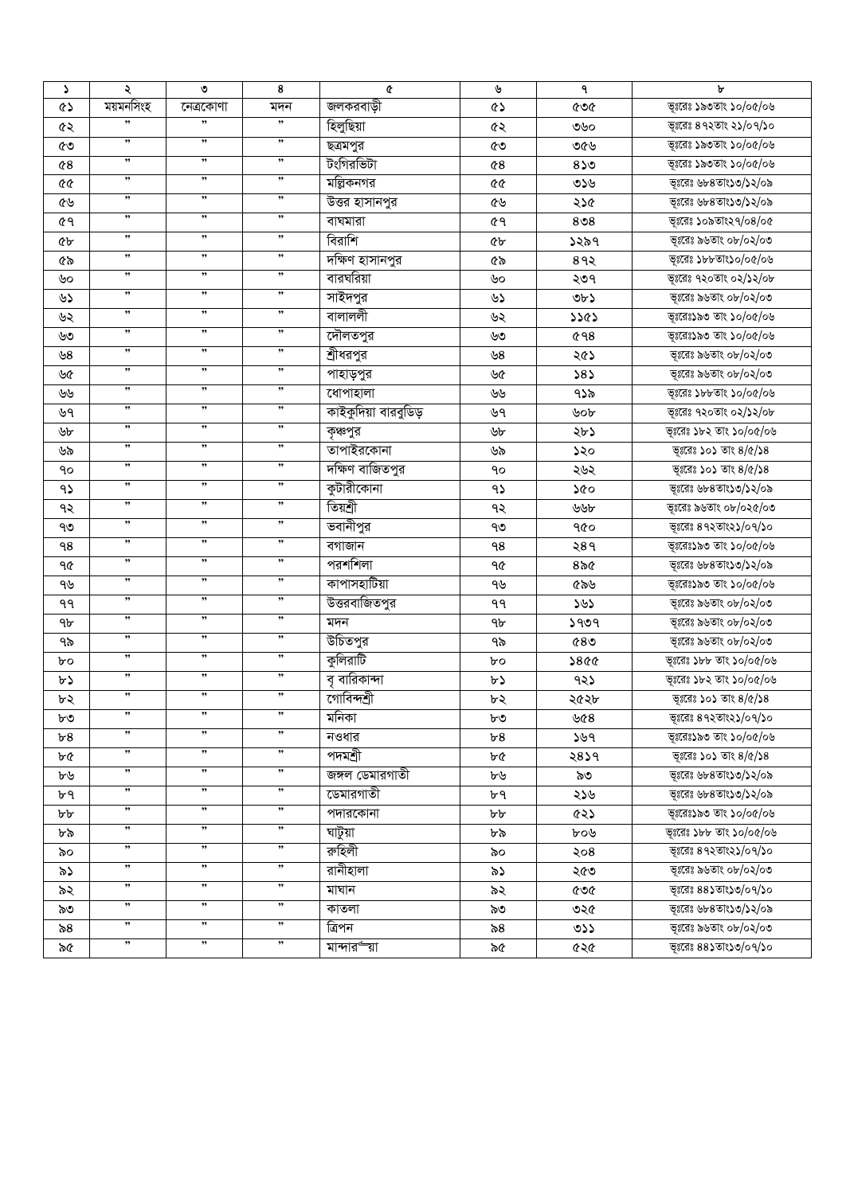| ১ | ২ | ৩ | ৪ | ৫ | ৬ | ৭ | ৮ |
|---|---|---|---|---|---|---|---|
| ৫১ | ময়মনসিংহ | নেত্রকোণা | মদন | জলকরবাড়ী | ৫১ | ৫৩৫ | ভূঃরেঃ ১৯৩তাং ১০/০৫/০৬ |
| ৫২ | " | " | " | হিলুছিয়া | ৫২ | ৩৬০ | ভূঃরেঃ ৪৭২তাং ২১/০৭/১০ |
| ৫৩ | " | " | " | ছত্রমপুর | ৫৩ | ৩৫৬ | ভূঃরেঃ ১৯৩তাং ১০/০৫/০৬ |
| ৫৪ | " | " | " | টংগিরভিটা | ৫৪ | ৪১৩ | ভূঃরেঃ ১৯৩তাং ১০/০৫/০৬ |
| ৫৫ | " | " | " | মল্লিকনগর | ৫৫ | ৩১৬ | ভূঃরেঃ ৬৮৪তাং১৩/১২/০৯ |
| ৫৬ | " | " | " | উত্তর হাসানপুর | ৫৬ | ২১৫ | ভূঃরেঃ ৬৮৪তাং১৩/১২/০৯ |
| ৫৭ | " | " | " | বাঘমারা | ৫৭ | ৪৩৪ | ভূঃরেঃ ১০৯তাং২৭/০৪/০৫ |
| ৫৮ | " | " | " | বিরাশি | ৫৮ | ১২৯৭ | ভূঃরেঃ ৯৬তাং ০৮/০২/০৩ |
| ৫৯ | " | " | " | দক্ষিণ হাসানপুর | ৫৯ | ৪৭২ | ভূঃরেঃ ১৮৮তাং১০/০৫/০৬ |
| ৬০ | " | " | " | বারঘরিয়া | ৬০ | ২৩৭ | ভূঃরেঃ ৭২০তাং ০২/১২/০৮ |
| ৬১ | " | " | " | সাইদপুর | ৬১ | ৩৮১ | ভূঃরেঃ ৯৬তাং ০৮/০২/০৩ |
| ৬২ | " | " | " | বালাললী | ৬২ | ১১৫১ | ভূঃরেঃ১৯৩ তাং ১০/০৫/০৬ |
| ৬৩ | " | " | " | দৌলতপুর | ৬৩ | ৫৭৪ | ভূঃরেঃ১৯৩ তাং ১০/০৫/০৬ |
| ৬৪ | " | " | " | শ্রীধরপুর | ৬৪ | ২৫১ | ভূঃরেঃ ৯৬তাং ০৮/০২/০৩ |
| ৬৫ | " | " | " | পাহাড়পুর | ৬৫ | ১৪১ | ভূঃরেঃ ৯৬তাং ০৮/০২/০৩ |
| ৬৬ | " | " | " | ধোপাহালা | ৬৬ | ৭১৯ | ভূঃরেঃ ১৮৮তাং ১০/০৫/০৬ |
| ৬৭ | " | " | " | কাইকুদিয়া বারবুড়িড় | ৬৭ | ৬০৮ | ভূঃরেঃ ৭২০তাং ০২/১২/০৮ |
| ৬৮ | " | " | " | কৃষ্ণপুর | ৬৮ | ২৮১ | ভূঃরেঃ ১৮২ তাং ১০/০৫/০৬ |
| ৬৯ | " | " | " | তাপাইরকোনা | ৬৯ | ১২০ | ভূঃরেঃ ১০১ তাং ৪/৫/১৪ |
| ৭০ | " | " | " | দক্ষিণ বাজিতপুর | ৭০ | ২৬২ | ভূঃরেঃ ১০১ তাং ৪/৫/১৪ |
| ৭১ | " | " | " | কুটারীকোনা | ৭১ | ১৫০ | ভূঃরেঃ ৬৮৪তাং১৩/১২/০৯ |
| ৭২ | " | " | " | তিয়শ্রী | ৭২ | ৬৬৮ | ভূঃরেঃ ৯৬তাং ০৮/০২৫/০৩ |
| ৭৩ | " | " | " | ভবানীপুর | ৭৩ | ৭৫০ | ভূঃরেঃ ৪৭২তাং২১/০৭/১০ |
| ৭৪ | " | " | " | বগাজান | ৭৪ | ২৪৭ | ভূঃরেঃ১৯৩ তাং ১০/০৫/০৬ |
| ৭৫ | " | " | " | পরশশিলা | ৭৫ | ৪৯৫ | ভূঃরেঃ ৬৮৪তাং১৩/১২/০৯ |
| ৭৬ | " | " | " | কাপাসহাটিয়া | ৭৬ | ৫৯৬ | ভূঃরেঃ১৯৩ তাং ১০/০৫/০৬ |
| ৭৭ | " | " | " | উত্তরবাজিতপুর | ৭৭ | ১৬১ | ভূঃরেঃ ৯৬তাং ০৮/০২/০৩ |
| ৭৮ | " | " | " | মদন | ৭৮ | ১৭৩৭ | ভূঃরেঃ ৯৬তাং ০৮/০২/০৩ |
| ৭৯ | " | " | " | উচিতপুর | ৭৯ | ৫৪৩ | ভূঃরেঃ ৯৬তাং ০৮/০২/০৩ |
| ৮০ | " | " | " | কুলিরাটি | ৮০ | ১৪৫৫ | ভূঃরেঃ ১৮৮ তাং ১০/০৫/০৬ |
| ৮১ | " | " | " | বৃ বারিকান্দা | ৮১ | ৭২১ | ভূঃরেঃ ১৮২ তাং ১০/০৫/০৬ |
| ৮২ | " | " | " | গোবিন্দশ্রী | ৮২ | ২৫২৮ | ভূঃরেঃ ১০১ তাং ৪/৫/১৪ |
| ৮৩ | " | " | " | মনিকা | ৮৩ | ৬৫৪ | ভূঃরেঃ ৪৭২তাং২১/০৭/১০ |
| ৮৪ | " | " | " | নওধার | ৮৪ | ১৬৭ | ভূঃরেঃ১৯৩ তাং ১০/০৫/০৬ |
| ৮৫ | " | " | " | পদমশ্রী | ৮৫ | ২৪১৭ | ভূঃরেঃ ১০১ তাং ৪/৫/১৪ |
| ৮৬ | " | " | " | জঙ্গল ডেমারগাতী | ৮৬ | ৯৩ | ভূঃরেঃ ৬৮৪তাং১৩/১২/০৯ |
| ৮৭ | " | " | " | ডেমারগাতী | ৮৭ | ২১৬ | ভূঃরেঃ ৬৮৪তাং১৩/১২/০৯ |
| ৮৮ | " | " | " | পদারকোনা | ৮৮ | ৫২১ | ভূঃরেঃ১৯৩ তাং ১০/০৫/০৬ |
| ৮৯ | " | " | " | ঘাটুয়া | ৮৯ | ৮০৬ | ভূঃরেঃ ১৮৮ তাং ১০/০৫/০৬ |
| ৯০ | " | " | " | রুহিলী | ৯০ | ২০৪ | ভূঃরেঃ ৪৭২তাং২১/০৭/১০ |
| ৯১ | " | " | " | রানীহালা | ৯১ | ২৫৩ | ভূঃরেঃ ৯৬তাং ০৮/০২/০৩ |
| ৯২ | " | " | " | মাঘান | ৯২ | ৫৩৫ | ভূঃরেঃ ৪৪১তাং১৩/০৭/১০ |
| ৯৩ | " | " | " | কাতলা | ৯৩ | ৩২৫ | ভূঃরেঃ ৬৮৪তাং১৩/১২/০৯ |
| ৯৪ | " | " | " | ত্রিপন | ৯৪ | ৩১১ | ভূঃরেঃ ৯৬তাং ০৮/০২/০৩ |
| ৯৫ | " | " | " | মান্দার ঁয়া | ৯৫ | ৫২৫ | ভূঃরেঃ ৪৪১তাং১৩/০৭/১০ |